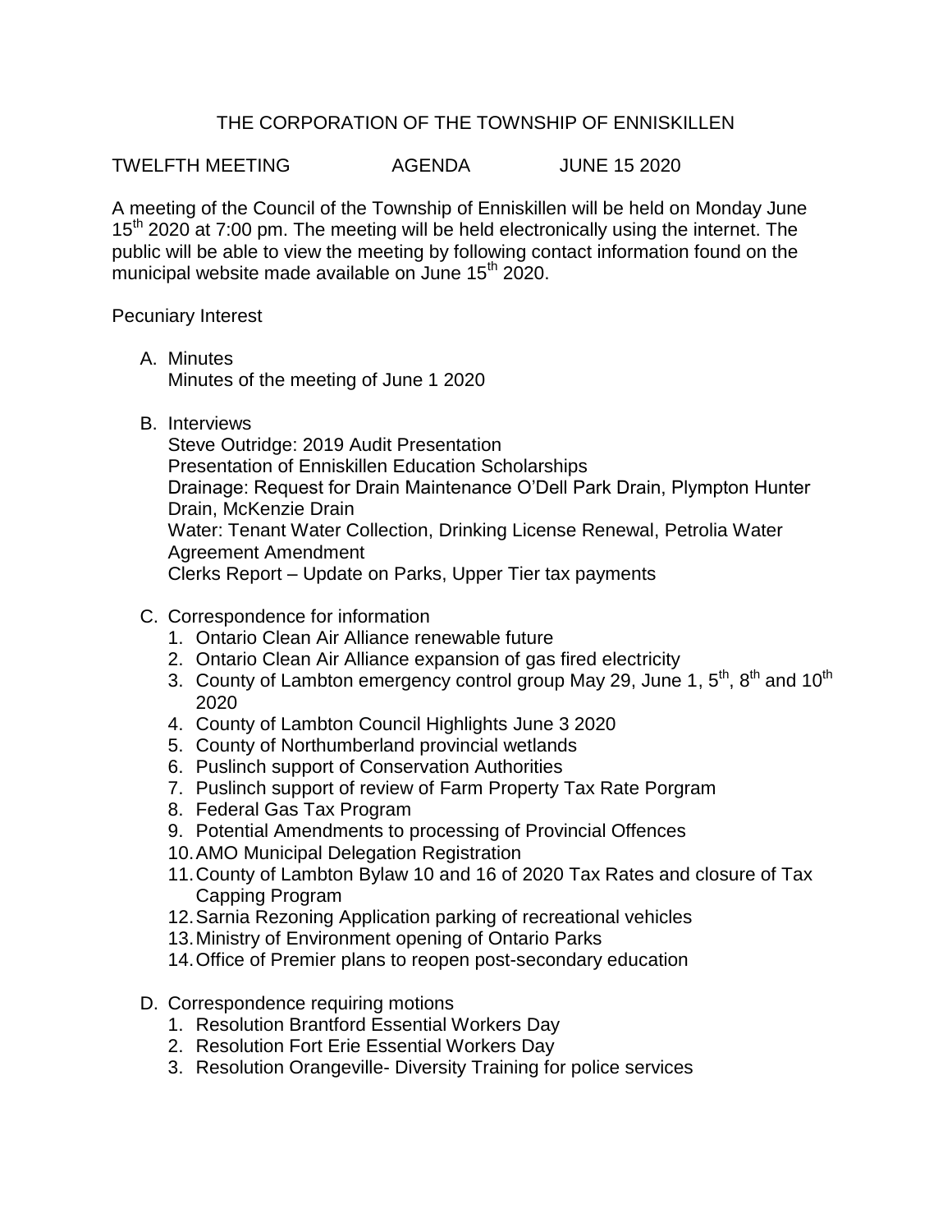# THE CORPORATION OF THE TOWNSHIP OF ENNISKILLEN

TWELFTH MEETING AGENDA JUNE 15 2020

A meeting of the Council of the Township of Enniskillen will be held on Monday June 15th 2020 at 7:00 pm. The meeting will be held electronically using the internet. The public will be able to view the meeting by following contact information found on the municipal website made available on June 15th 2020.

Pecuniary Interest

A. Minutes
   Minutes of the meeting of June 1 2020

B. Interviews
   Steve Outridge: 2019 Audit Presentation
   Presentation of Enniskillen Education Scholarships
   Drainage: Request for Drain Maintenance O'Dell Park Drain, Plympton Hunter Drain, McKenzie Drain
   Water: Tenant Water Collection, Drinking License Renewal, Petrolia Water Agreement Amendment
   Clerks Report – Update on Parks, Upper Tier tax payments

C. Correspondence for information
   1. Ontario Clean Air Alliance renewable future
   2. Ontario Clean Air Alliance expansion of gas fired electricity
   3. County of Lambton emergency control group May 29, June 1, 5th, 8th and 10th 2020
   4. County of Lambton Council Highlights June 3 2020
   5. County of Northumberland provincial wetlands
   6. Puslinch support of Conservation Authorities
   7. Puslinch support of review of Farm Property Tax Rate Porgram
   8. Federal Gas Tax Program
   9. Potential Amendments to processing of Provincial Offences
   10. AMO Municipal Delegation Registration
   11. County of Lambton Bylaw 10 and 16 of 2020 Tax Rates and closure of Tax Capping Program
   12. Sarnia Rezoning Application parking of recreational vehicles
   13. Ministry of Environment opening of Ontario Parks
   14. Office of Premier plans to reopen post-secondary education

D. Correspondence requiring motions
   1. Resolution Brantford Essential Workers Day
   2. Resolution Fort Erie Essential Workers Day
   3. Resolution Orangeville- Diversity Training for police services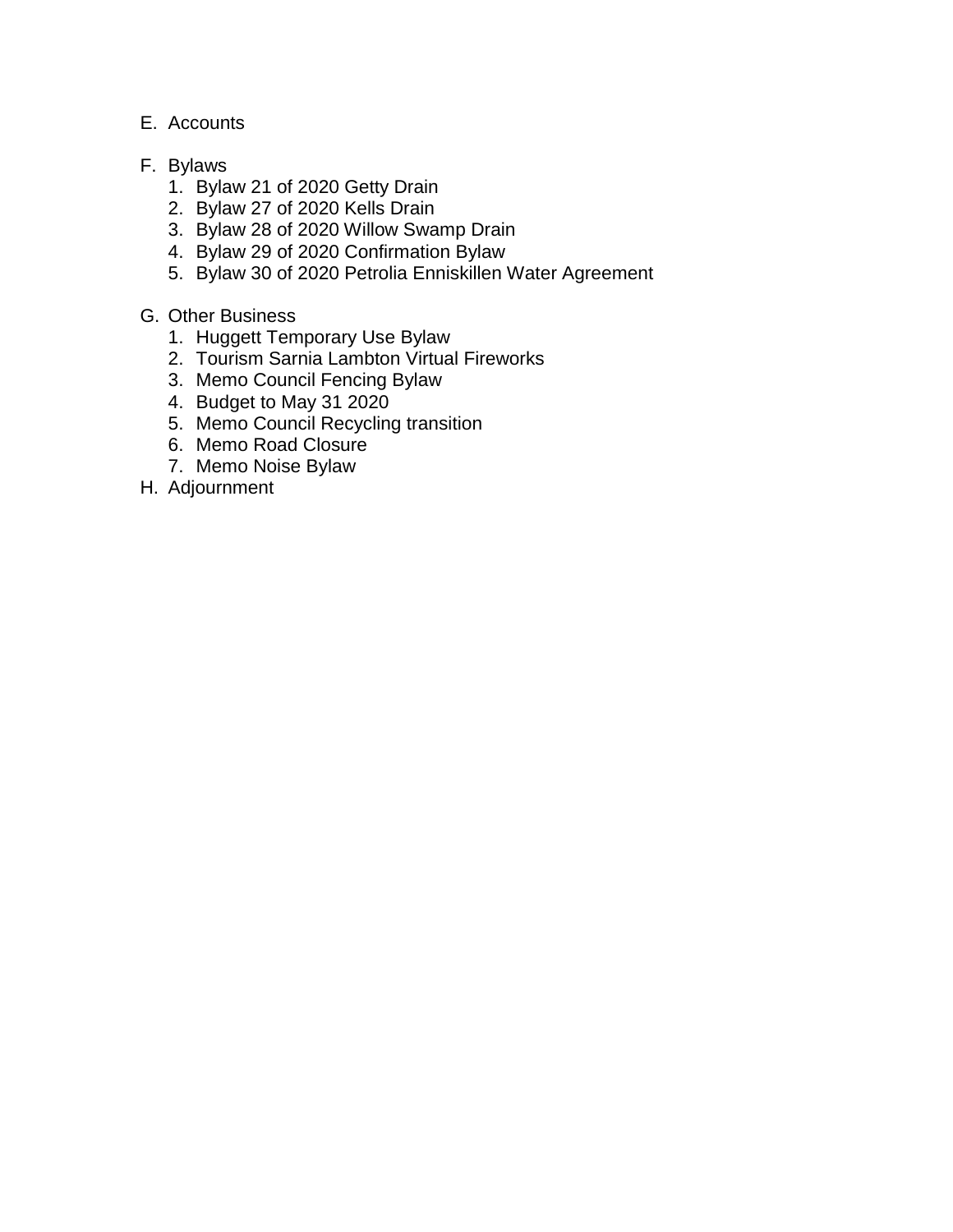E. Accounts

F. Bylaws
   1. Bylaw 21 of 2020 Getty Drain
   2. Bylaw 27 of 2020 Kells Drain
   3. Bylaw 28 of 2020 Willow Swamp Drain
   4. Bylaw 29 of 2020 Confirmation Bylaw
   5. Bylaw 30 of 2020 Petrolia Enniskillen Water Agreement

G. Other Business
   1. Huggett Temporary Use Bylaw
   2. Tourism Sarnia Lambton Virtual Fireworks
   3. Memo Council Fencing Bylaw
   4. Budget to May 31 2020
   5. Memo Council Recycling transition
   6. Memo Road Closure
   7. Memo Noise Bylaw

H. Adjournment